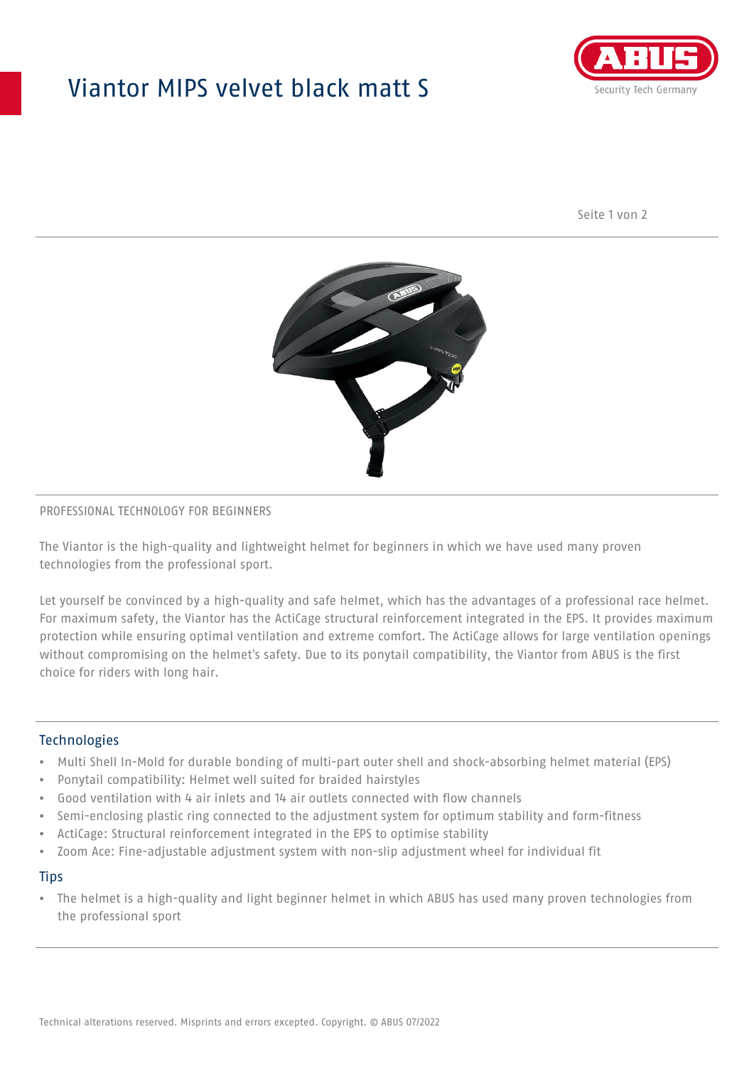# Viantor MIPS velvet black matt S

ABUS
Security Tech Germany

PROFESSIONAL TECHNOLOGY FOR BEGINNERS

The Viantor is the high-quality and lightweight helmet for beginners in which we have used many proven technologies from the professional sport.

Let yourself be convinced by a high-quality and safe helmet, which has the advantages of a professional race helmet. For maximum safety, the Viantor has the ActiCage structural reinforcement integrated in the EPS. It provides maximum protection while ensuring optimal ventilation and extreme comfort. The ActiCage allows for large ventilation openings without compromising on the helmet's safety. Due to its ponytail compatibility, the Viantor from ABUS is the first choice for riders with long hair.

## Technologies

- Multi Shell In-Mold for durable bonding of multi-part outer shell and shock-absorbing helmet material (EPS)
- Ponytail compatibility: Helmet well suited for braided hairstyles
- Good ventilation with 4 air inlets and 14 air outlets connected with flow channels
- Semi-enclosing plastic ring connected to the adjustment system for optimum stability and form-fitness
- ActiCage: Structural reinforcement integrated in the EPS to optimise stability
- Zoom Ace: Fine-adjustable adjustment system with non-slip adjustment wheel for individual fit

## Tips

- The helmet is a high-quality and light beginner helmet in which ABUS has used many proven technologies from the professional sport

Technical alterations reserved. Misprints and errors excepted. Copyright. © ABUS 07/2022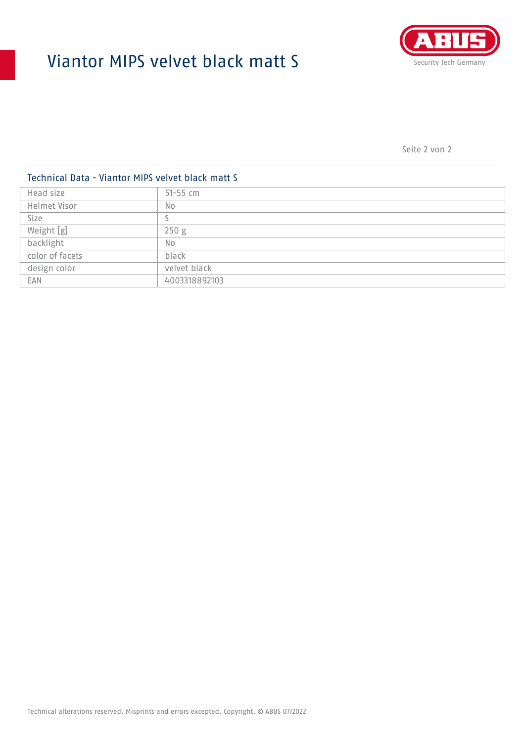# Viantor MIPS velvet black matt S

## Technical Data - Viantor MIPS velvet black matt S

| | |
|---|---|
| Head size | 51-55 cm |
| Helmet Visor | No |
| Size | S |
| Weight [g] | 250 g |
| backlight | No |
| color of facets | black |
| design color | velvet black |
| EAN | 4003318892103 |

Technical alterations reserved. Misprints and errors excepted. Copyright. © ABUS 07/2022